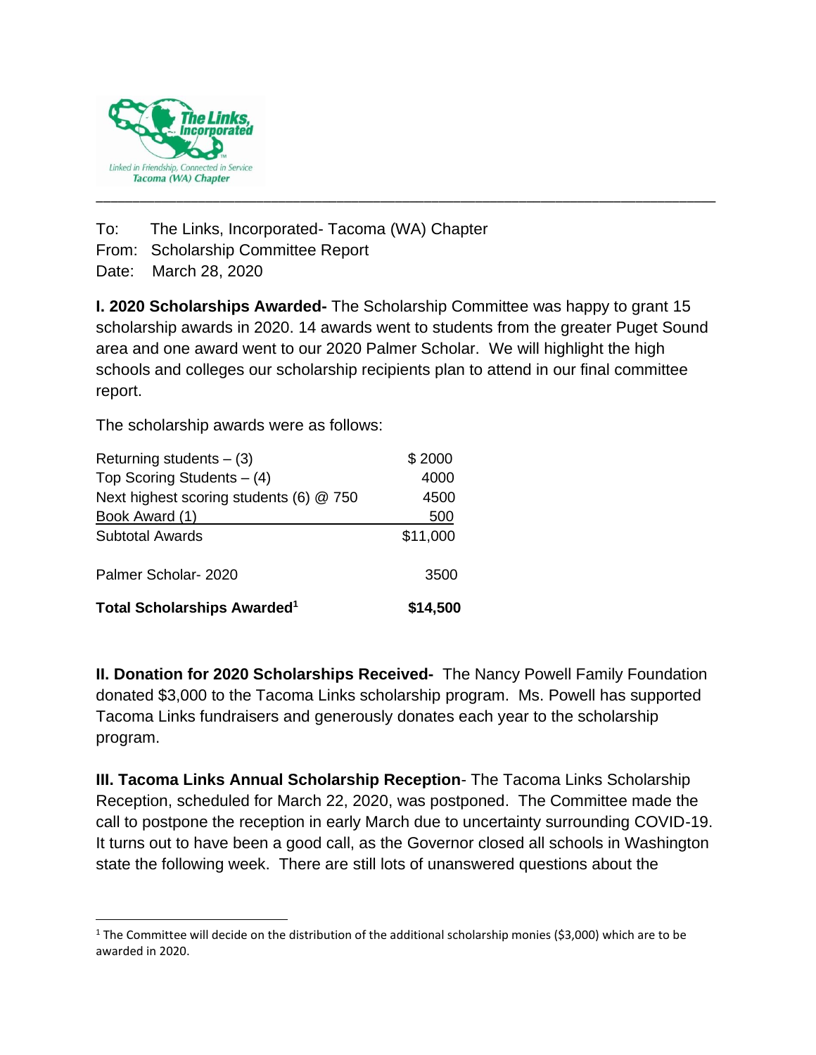The Links, Incorporated

Linked in Friendship, Connected in Service
Tacoma (WA) Chapter

---

To: The Links, Incorporated- Tacoma (WA) Chapter
From: Scholarship Committee Report
Date: March 28, 2020

**I. 2020 Scholarships Awarded-** The Scholarship Committee was happy to grant 15 scholarship awards in 2020. 14 awards went to students from the greater Puget Sound area and one award went to our 2020 Palmer Scholar. We will highlight the high schools and colleges our scholarship recipients plan to attend in our final committee report.

The scholarship awards were as follows:

| | |
|---|---|
| Returning students – (3) | $ 2000 |
| Top Scoring Students – (4) | 4000 |
| Next highest scoring students (6) @ 750 | 4500 |
| Book Award (1) | 500 |
| Subtotal Awards | $11,000 |
| Palmer Scholar- 2020 | 3500 |
| **Total Scholarships Awarded[1]** | **$14,500** |

**II. Donation for 2020 Scholarships Received-** The Nancy Powell Family Foundation donated $3,000 to the Tacoma Links scholarship program. Ms. Powell has supported Tacoma Links fundraisers and generously donates each year to the scholarship program.

**III. Tacoma Links Annual Scholarship Reception**- The Tacoma Links Scholarship Reception, scheduled for March 22, 2020, was postponed. The Committee made the call to postpone the reception in early March due to uncertainty surrounding COVID-19. It turns out to have been a good call, as the Governor closed all schools in Washington state the following week. There are still lots of unanswered questions about the

---

[1] The Committee will decide on the distribution of the additional scholarship monies ($3,000) which are to be awarded in 2020.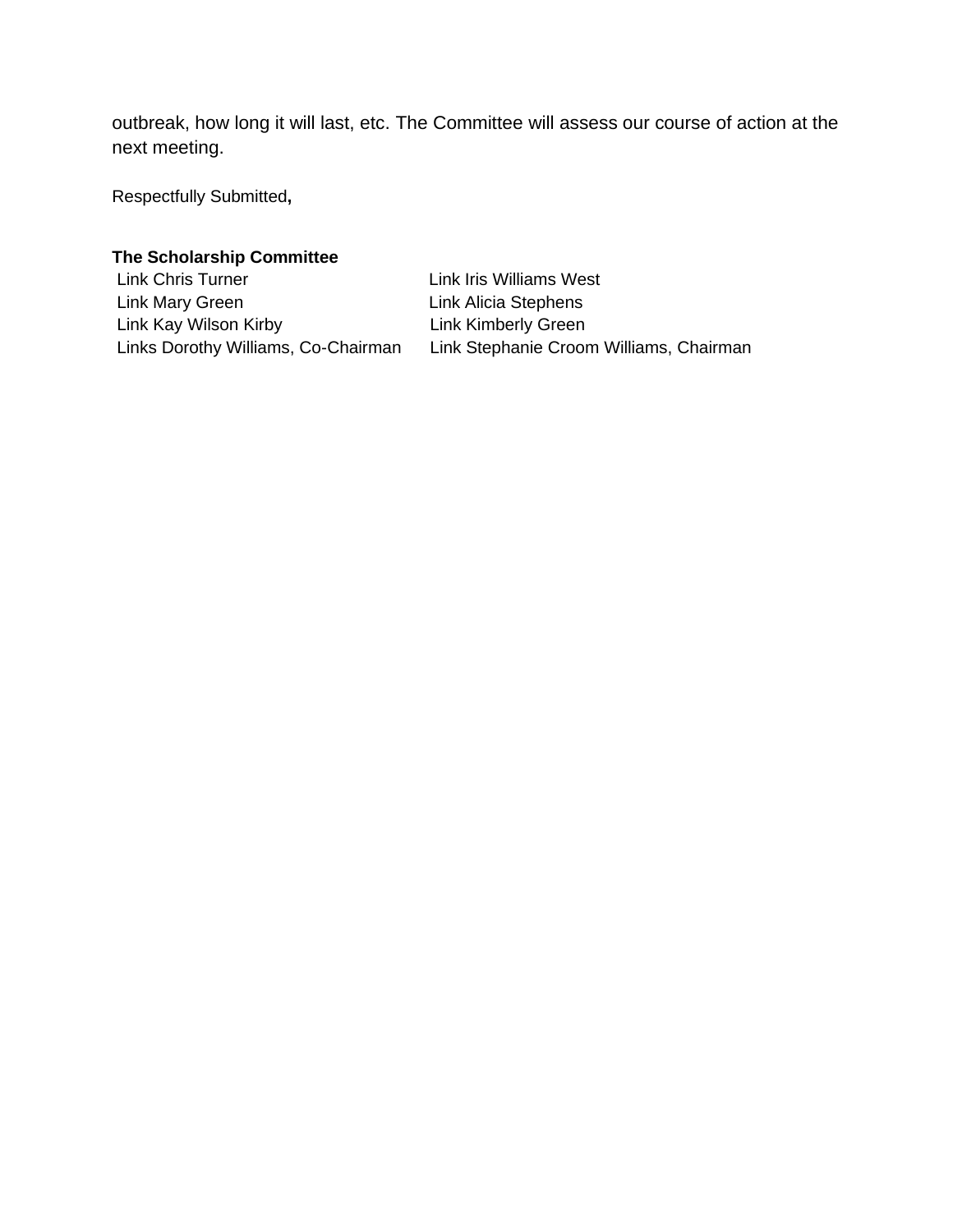outbreak, how long it will last, etc. The Committee will assess our course of action at the next meeting.

Respectfully Submitted**,**

**The Scholarship Committee**

| | |
|---|---|
| Link Chris Turner | Link Iris Williams West |
| Link Mary Green | Link Alicia Stephens |
| Link Kay Wilson Kirby | Link Kimberly Green |
| Links Dorothy Williams, Co-Chairman | Link Stephanie Croom Williams, Chairman |